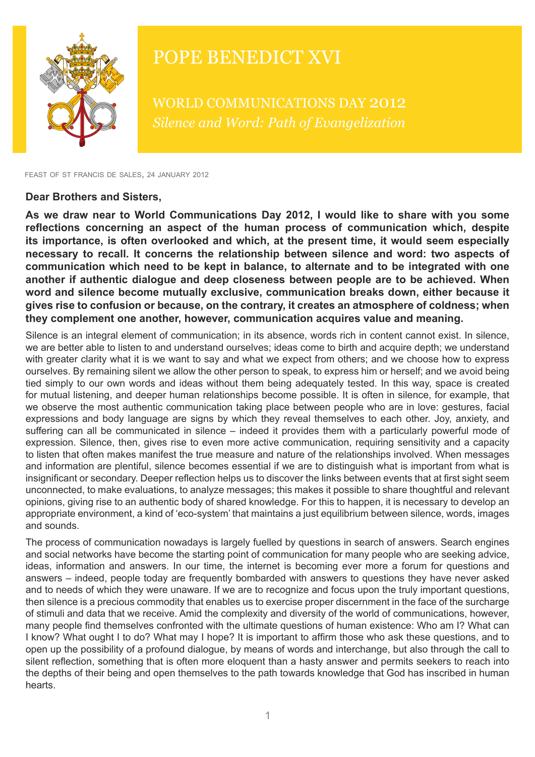# POPE BENEDICT XVI

## WORLD COMMUNICATIONS DAY 2012

### *Silence and Word: Path of Evangelization*

FEAST OF ST FRANCIS DE SALES, 24 JANUARY 2012

**Dear Brothers and Sisters,**

**As we draw near to World Communications Day 2012, I would like to share with you some reflections concerning an aspect of the human process of communication which, despite its importance, is often overlooked and which, at the present time, it would seem especially necessary to recall. It concerns the relationship between silence and word: two aspects of communication which need to be kept in balance, to alternate and to be integrated with one another if authentic dialogue and deep closeness between people are to be achieved. When word and silence become mutually exclusive, communication breaks down, either because it gives rise to confusion or because, on the contrary, it creates an atmosphere of coldness; when they complement one another, however, communication acquires value and meaning.**

Silence is an integral element of communication; in its absence, words rich in content cannot exist. In silence, we are better able to listen to and understand ourselves; ideas come to birth and acquire depth; we understand with greater clarity what it is we want to say and what we expect from others; and we choose how to express ourselves. By remaining silent we allow the other person to speak, to express him or herself; and we avoid being tied simply to our own words and ideas without them being adequately tested. In this way, space is created for mutual listening, and deeper human relationships become possible. It is often in silence, for example, that we observe the most authentic communication taking place between people who are in love: gestures, facial expressions and body language are signs by which they reveal themselves to each other. Joy, anxiety, and suffering can all be communicated in silence – indeed it provides them with a particularly powerful mode of expression. Silence, then, gives rise to even more active communication, requiring sensitivity and a capacity to listen that often makes manifest the true measure and nature of the relationships involved. When messages and information are plentiful, silence becomes essential if we are to distinguish what is important from what is insignificant or secondary. Deeper reflection helps us to discover the links between events that at first sight seem unconnected, to make evaluations, to analyze messages; this makes it possible to share thoughtful and relevant opinions, giving rise to an authentic body of shared knowledge. For this to happen, it is necessary to develop an appropriate environment, a kind of 'eco-system' that maintains a just equilibrium between silence, words, images and sounds.

The process of communication nowadays is largely fuelled by questions in search of answers. Search engines and social networks have become the starting point of communication for many people who are seeking advice, ideas, information and answers. In our time, the internet is becoming ever more a forum for questions and answers – indeed, people today are frequently bombarded with answers to questions they have never asked and to needs of which they were unaware. If we are to recognize and focus upon the truly important questions, then silence is a precious commodity that enables us to exercise proper discernment in the face of the surcharge of stimuli and data that we receive. Amid the complexity and diversity of the world of communications, however, many people find themselves confronted with the ultimate questions of human existence: Who am I? What can I know? What ought I to do? What may I hope? It is important to affirm those who ask these questions, and to open up the possibility of a profound dialogue, by means of words and interchange, but also through the call to silent reflection, something that is often more eloquent than a hasty answer and permits seekers to reach into the depths of their being and open themselves to the path towards knowledge that God has inscribed in human hearts.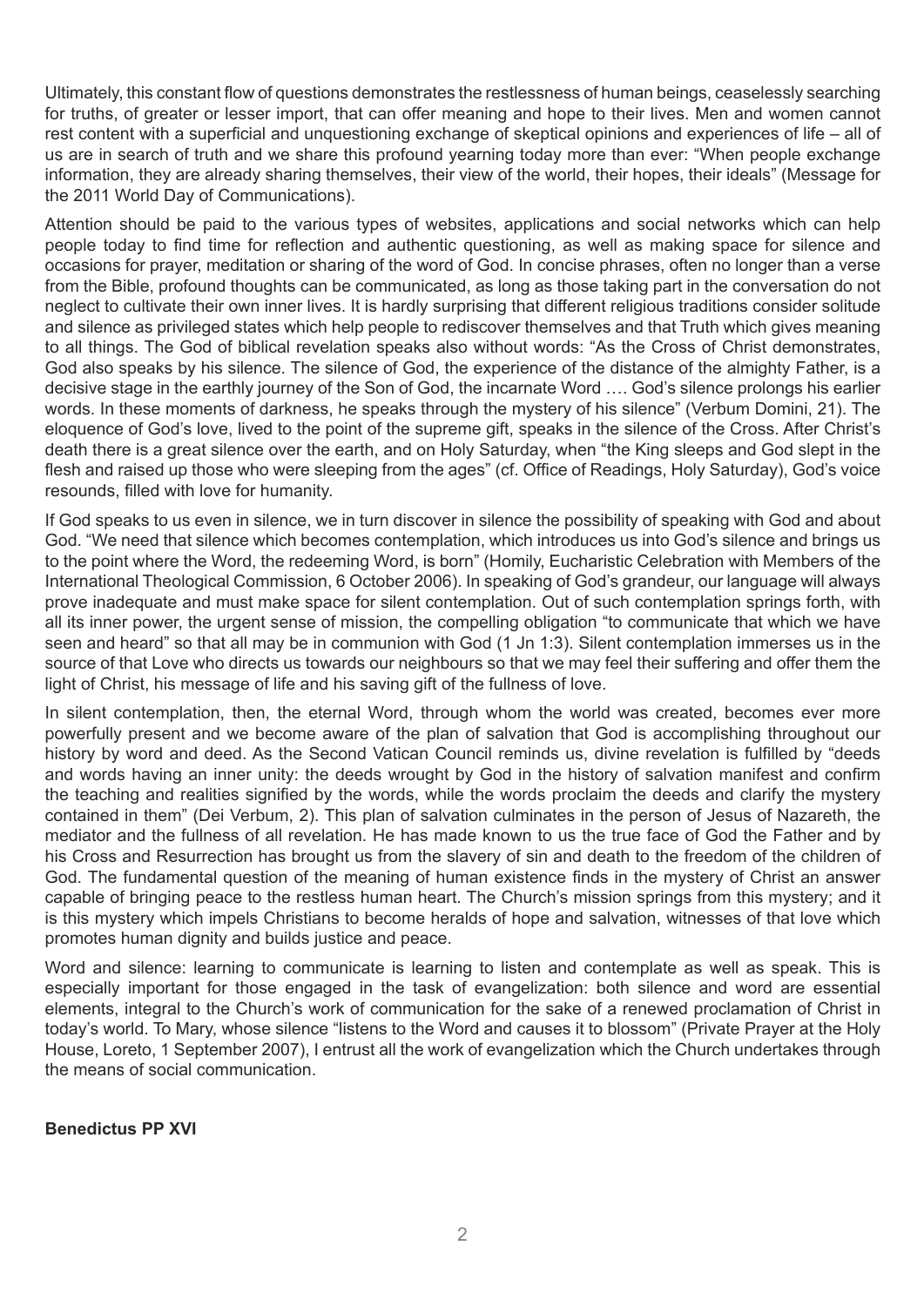Ultimately, this constant flow of questions demonstrates the restlessness of human beings, ceaselessly searching for truths, of greater or lesser import, that can offer meaning and hope to their lives. Men and women cannot rest content with a superficial and unquestioning exchange of skeptical opinions and experiences of life – all of us are in search of truth and we share this profound yearning today more than ever: "When people exchange information, they are already sharing themselves, their view of the world, their hopes, their ideals" (Message for the 2011 World Day of Communications).

Attention should be paid to the various types of websites, applications and social networks which can help people today to find time for reflection and authentic questioning, as well as making space for silence and occasions for prayer, meditation or sharing of the word of God. In concise phrases, often no longer than a verse from the Bible, profound thoughts can be communicated, as long as those taking part in the conversation do not neglect to cultivate their own inner lives. It is hardly surprising that different religious traditions consider solitude and silence as privileged states which help people to rediscover themselves and that Truth which gives meaning to all things. The God of biblical revelation speaks also without words: "As the Cross of Christ demonstrates, God also speaks by his silence. The silence of God, the experience of the distance of the almighty Father, is a decisive stage in the earthly journey of the Son of God, the incarnate Word …. God's silence prolongs his earlier words. In these moments of darkness, he speaks through the mystery of his silence" (Verbum Domini, 21). The eloquence of God's love, lived to the point of the supreme gift, speaks in the silence of the Cross. After Christ's death there is a great silence over the earth, and on Holy Saturday, when "the King sleeps and God slept in the flesh and raised up those who were sleeping from the ages" (cf. Office of Readings, Holy Saturday), God's voice resounds, filled with love for humanity.

If God speaks to us even in silence, we in turn discover in silence the possibility of speaking with God and about God. "We need that silence which becomes contemplation, which introduces us into God's silence and brings us to the point where the Word, the redeeming Word, is born" (Homily, Eucharistic Celebration with Members of the International Theological Commission, 6 October 2006). In speaking of God's grandeur, our language will always prove inadequate and must make space for silent contemplation. Out of such contemplation springs forth, with all its inner power, the urgent sense of mission, the compelling obligation "to communicate that which we have seen and heard" so that all may be in communion with God (1 Jn 1:3). Silent contemplation immerses us in the source of that Love who directs us towards our neighbours so that we may feel their suffering and offer them the light of Christ, his message of life and his saving gift of the fullness of love.

In silent contemplation, then, the eternal Word, through whom the world was created, becomes ever more powerfully present and we become aware of the plan of salvation that God is accomplishing throughout our history by word and deed. As the Second Vatican Council reminds us, divine revelation is fulfilled by "deeds and words having an inner unity: the deeds wrought by God in the history of salvation manifest and confirm the teaching and realities signified by the words, while the words proclaim the deeds and clarify the mystery contained in them" (Dei Verbum, 2). This plan of salvation culminates in the person of Jesus of Nazareth, the mediator and the fullness of all revelation. He has made known to us the true face of God the Father and by his Cross and Resurrection has brought us from the slavery of sin and death to the freedom of the children of God. The fundamental question of the meaning of human existence finds in the mystery of Christ an answer capable of bringing peace to the restless human heart. The Church's mission springs from this mystery; and it is this mystery which impels Christians to become heralds of hope and salvation, witnesses of that love which promotes human dignity and builds justice and peace.

Word and silence: learning to communicate is learning to listen and contemplate as well as speak. This is especially important for those engaged in the task of evangelization: both silence and word are essential elements, integral to the Church's work of communication for the sake of a renewed proclamation of Christ in today's world. To Mary, whose silence "listens to the Word and causes it to blossom" (Private Prayer at the Holy House, Loreto, 1 September 2007), I entrust all the work of evangelization which the Church undertakes through the means of social communication.

**Benedictus PP XVI**